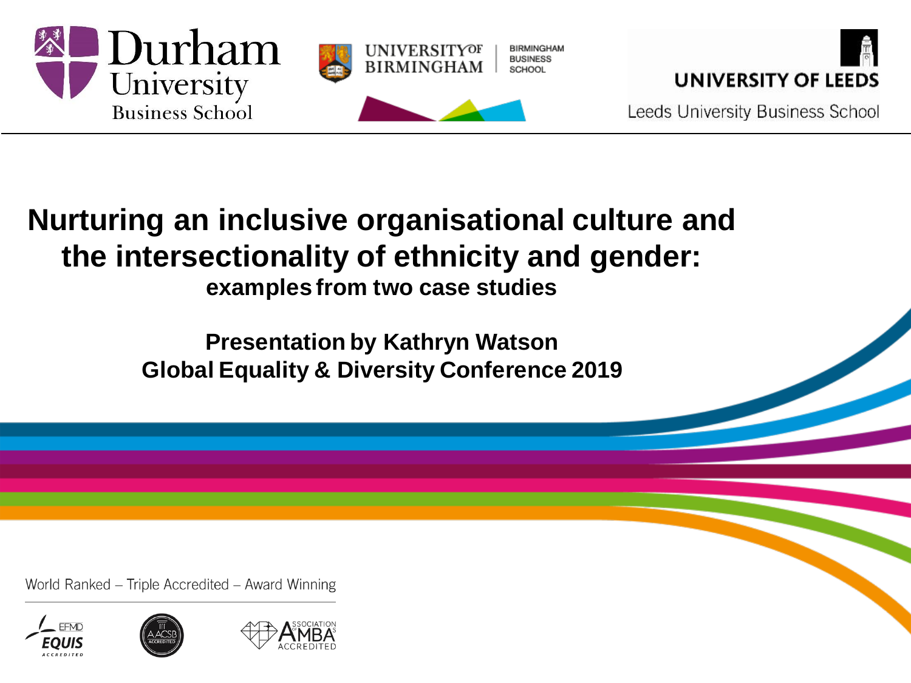Durham University Business School

UNIVERSITY OF BIRMINGHAM | BIRMINGHAM BUSINESS SCHOOL

UNIVERSITY OF LEEDS
Leeds University Business School

# Nurturing an inclusive organisational culture and the intersectionality of ethnicity and gender:

## examples from two case studies

**Presentation by Kathryn Watson**
**Global Equality & Diversity Conference 2019**

World Ranked – Triple Accredited – Award Winning

EFMD EQUIS ACCREDITED | AACSB ACCREDITED | ASSOCIATION OF MBAS ACCREDITED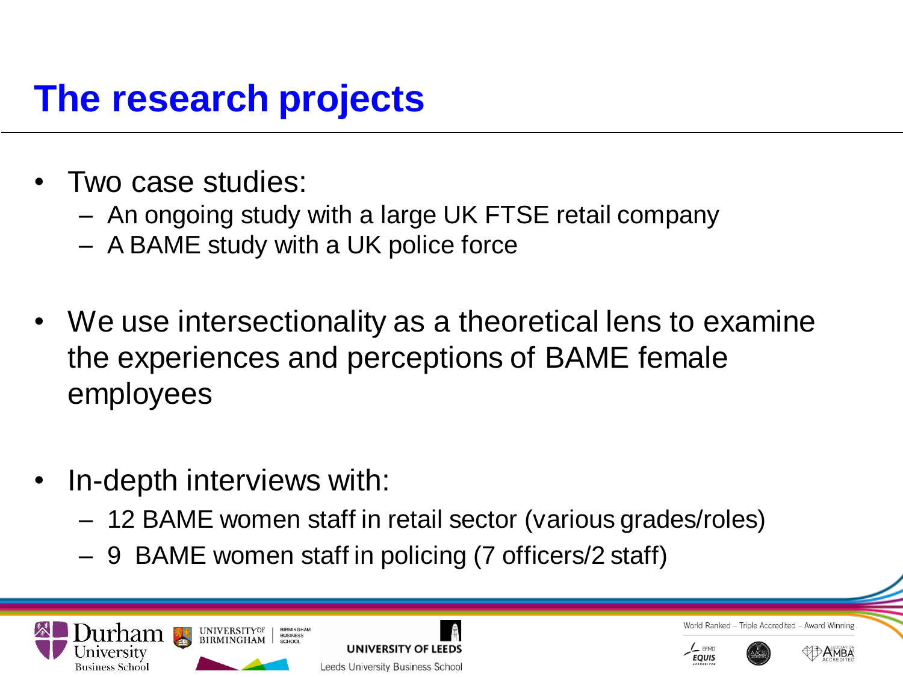# The research projects

- Two case studies:
  - An ongoing study with a large UK FTSE retail company
  - A BAME study with a UK police force

- We use intersectionality as a theoretical lens to examine the experiences and perceptions of BAME female employees

- In-depth interviews with:
  - 12 BAME women staff in retail sector (various grades/roles)
  - 9 BAME women staff in policing (7 officers/2 staff)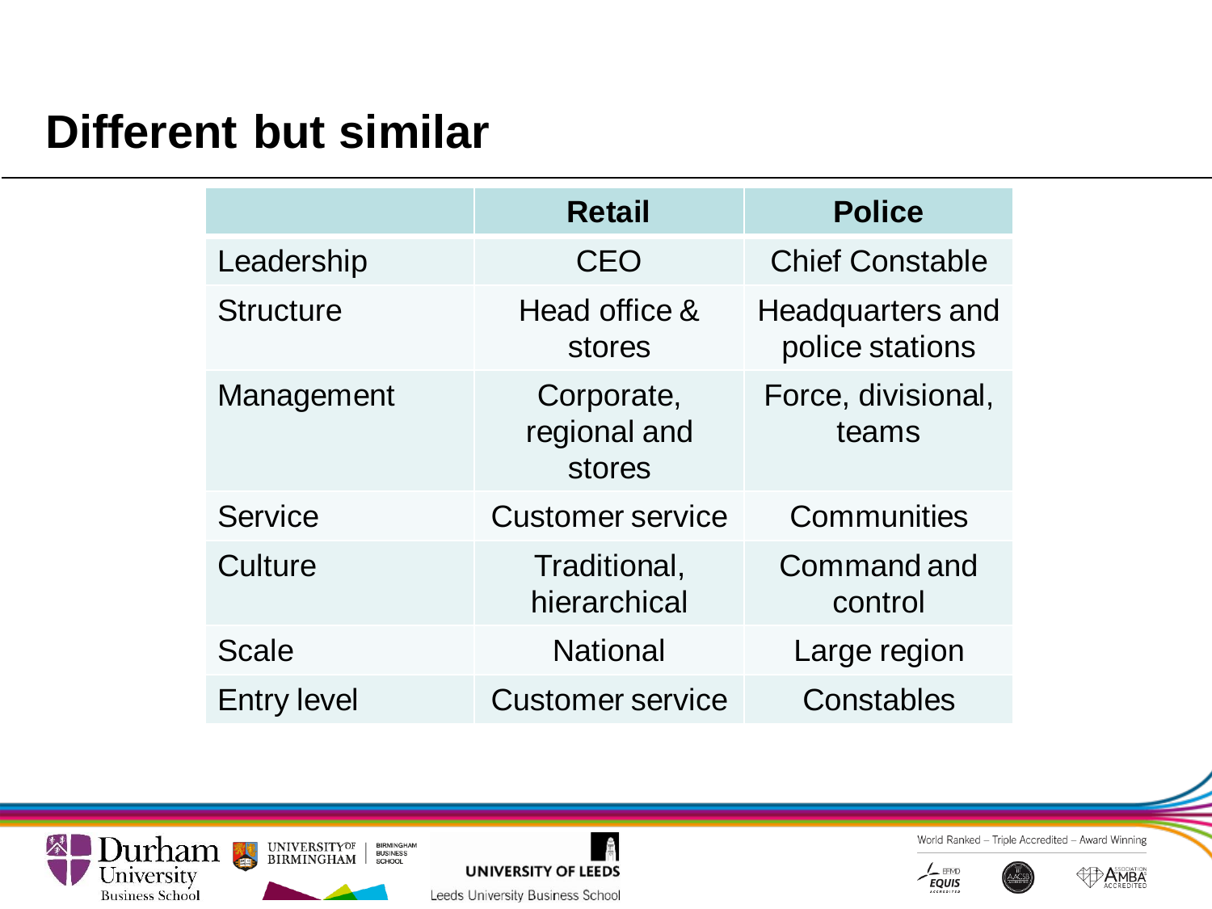# Different but similar

| | Retail | Police |
|---|---|---|
| Leadership | CEO | Chief Constable |
| Structure | Head office & stores | Headquarters and police stations |
| Management | Corporate, regional and stores | Force, divisional, teams |
| Service | Customer service | Communities |
| Culture | Traditional, hierarchical | Command and control |
| Scale | National | Large region |
| Entry level | Customer service | Constables |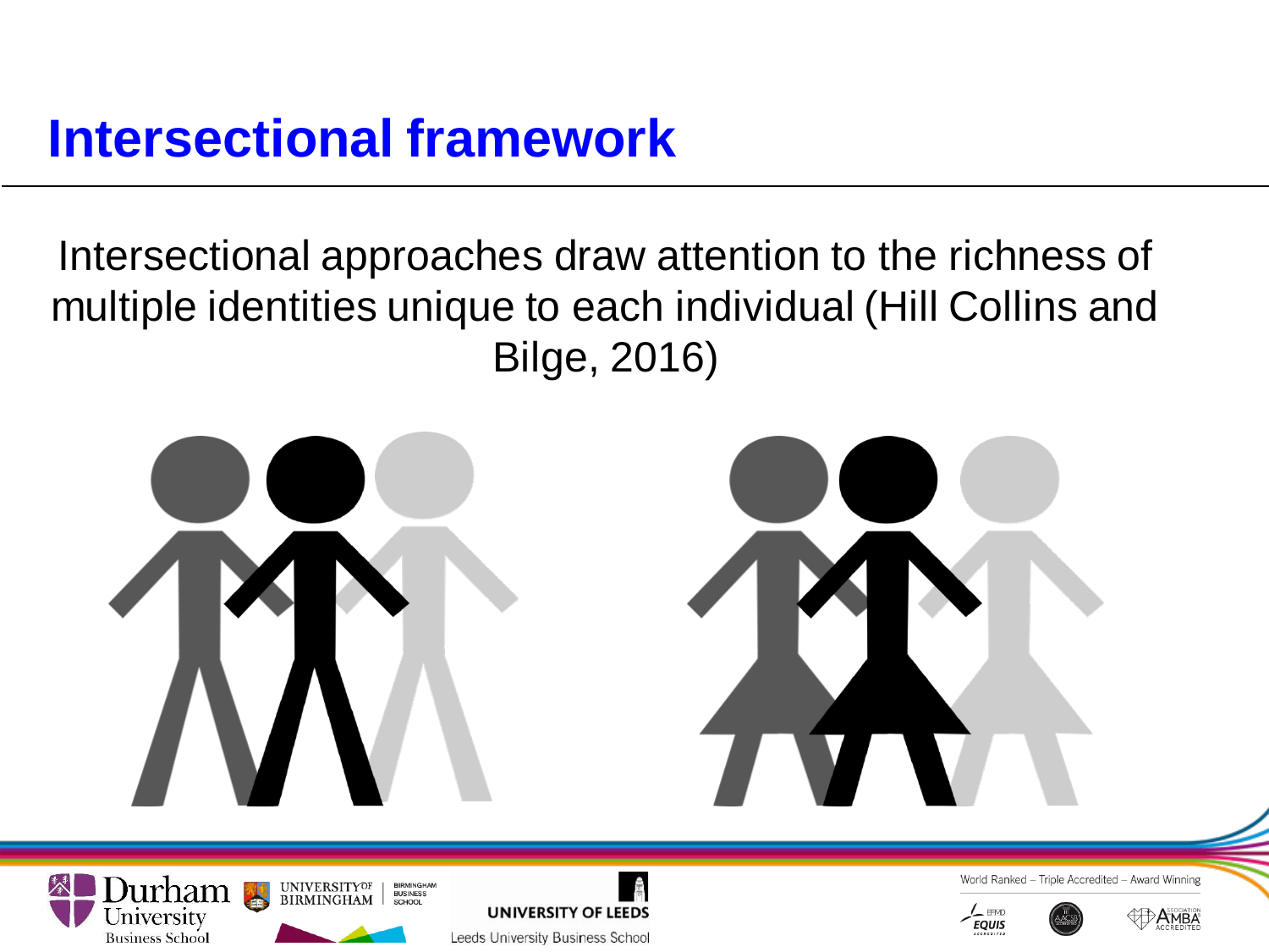# Intersectional framework

Intersectional approaches draw attention to the richness of multiple identities unique to each individual (Hill Collins and Bilge, 2016)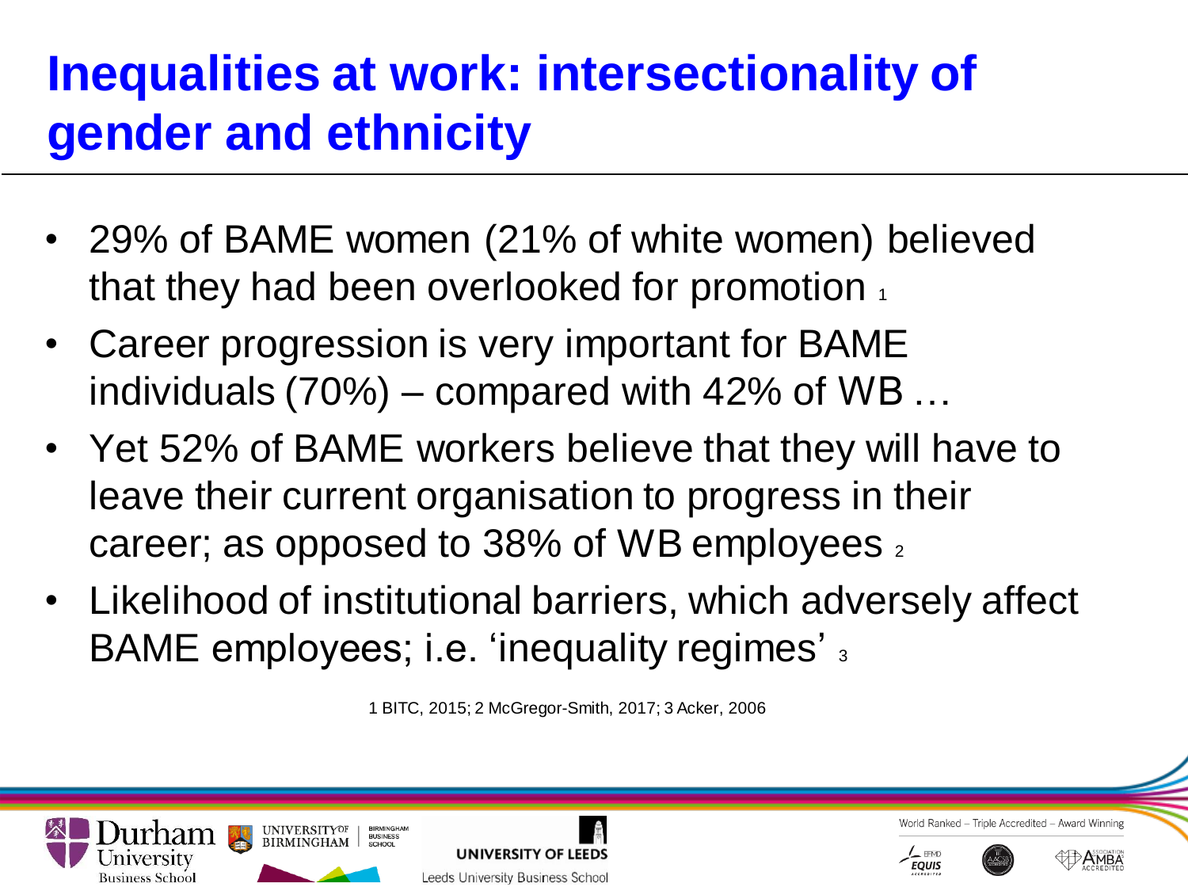# Inequalities at work: intersectionality of gender and ethnicity

- 29% of BAME women (21% of white women) believed that they had been overlooked for promotion [1]
- Career progression is very important for BAME individuals (70%) – compared with 42% of WB …
- Yet 52% of BAME workers believe that they will have to leave their current organisation to progress in their career; as opposed to 38% of WB employees [2]
- Likelihood of institutional barriers, which adversely affect BAME employees; i.e. 'inequality regimes' [3]

1 BITC, 2015; 2 McGregor-Smith, 2017; 3 Acker, 2006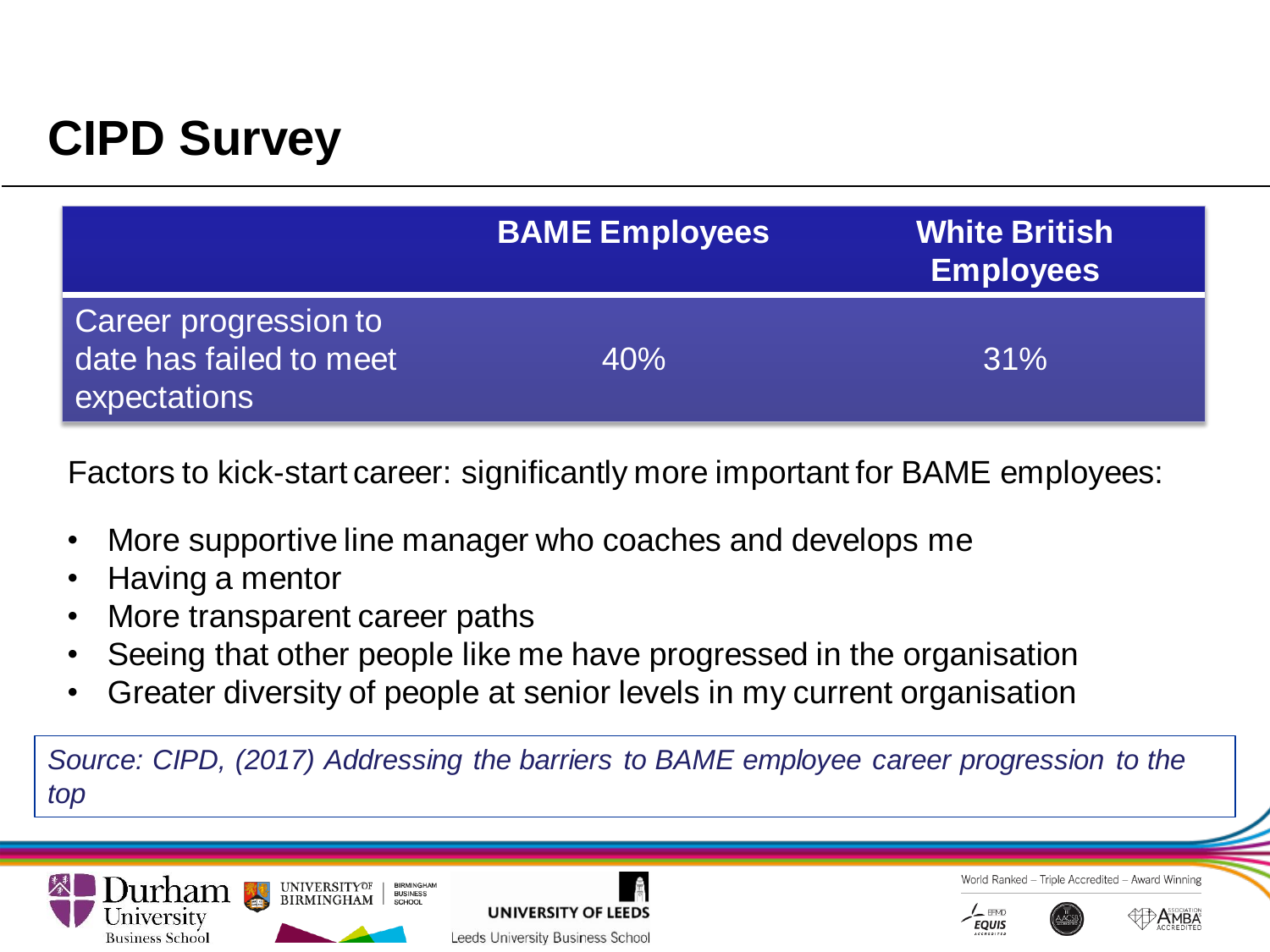# CIPD Survey

| | BAME Employees | White British Employees |
|---|---|---|
| Career progression to date has failed to meet expectations | 40% | 31% |

Factors to kick-start career: significantly more important for BAME employees:

- More supportive line manager who coaches and develops me
- Having a mentor
- More transparent career paths
- Seeing that other people like me have progressed in the organisation
- Greater diversity of people at senior levels in my current organisation

*Source: CIPD, (2017) Addressing the barriers to BAME employee career progression to the top*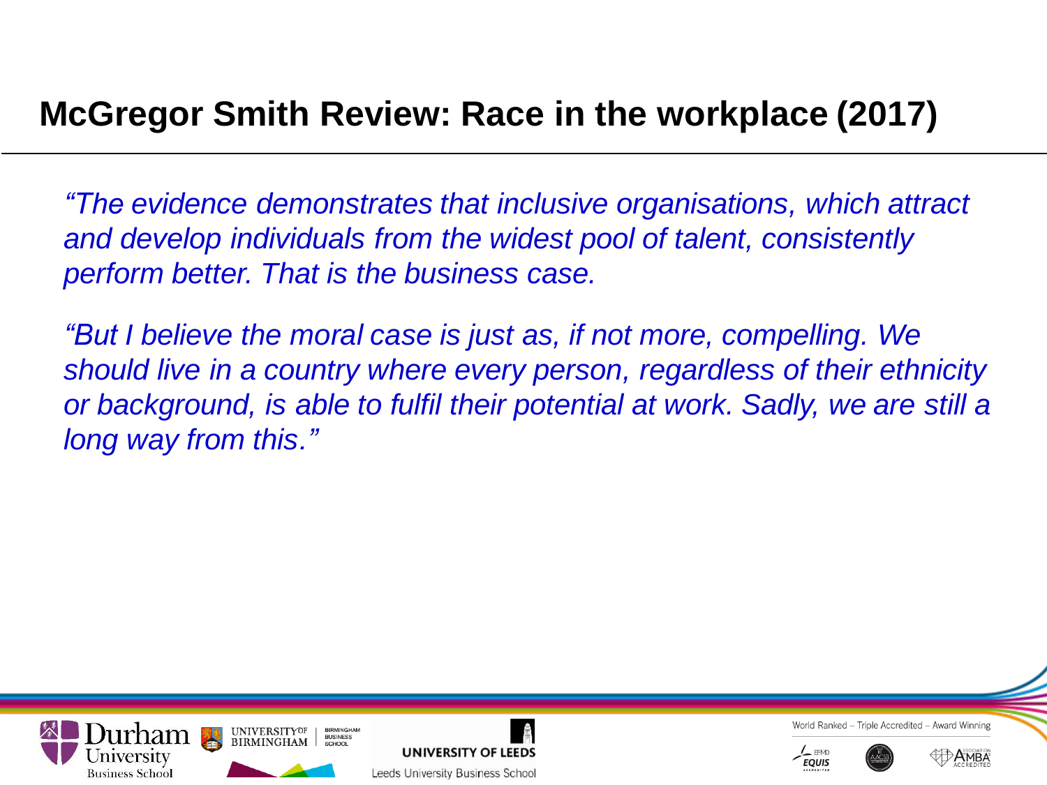# McGregor Smith Review: Race in the workplace (2017)

*"The evidence demonstrates that inclusive organisations, which attract and develop individuals from the widest pool of talent, consistently perform better. That is the business case.*

*"But I believe the moral case is just as, if not more, compelling. We should live in a country where every person, regardless of their ethnicity or background, is able to fulfil their potential at work. Sadly, we are still a long way from this."*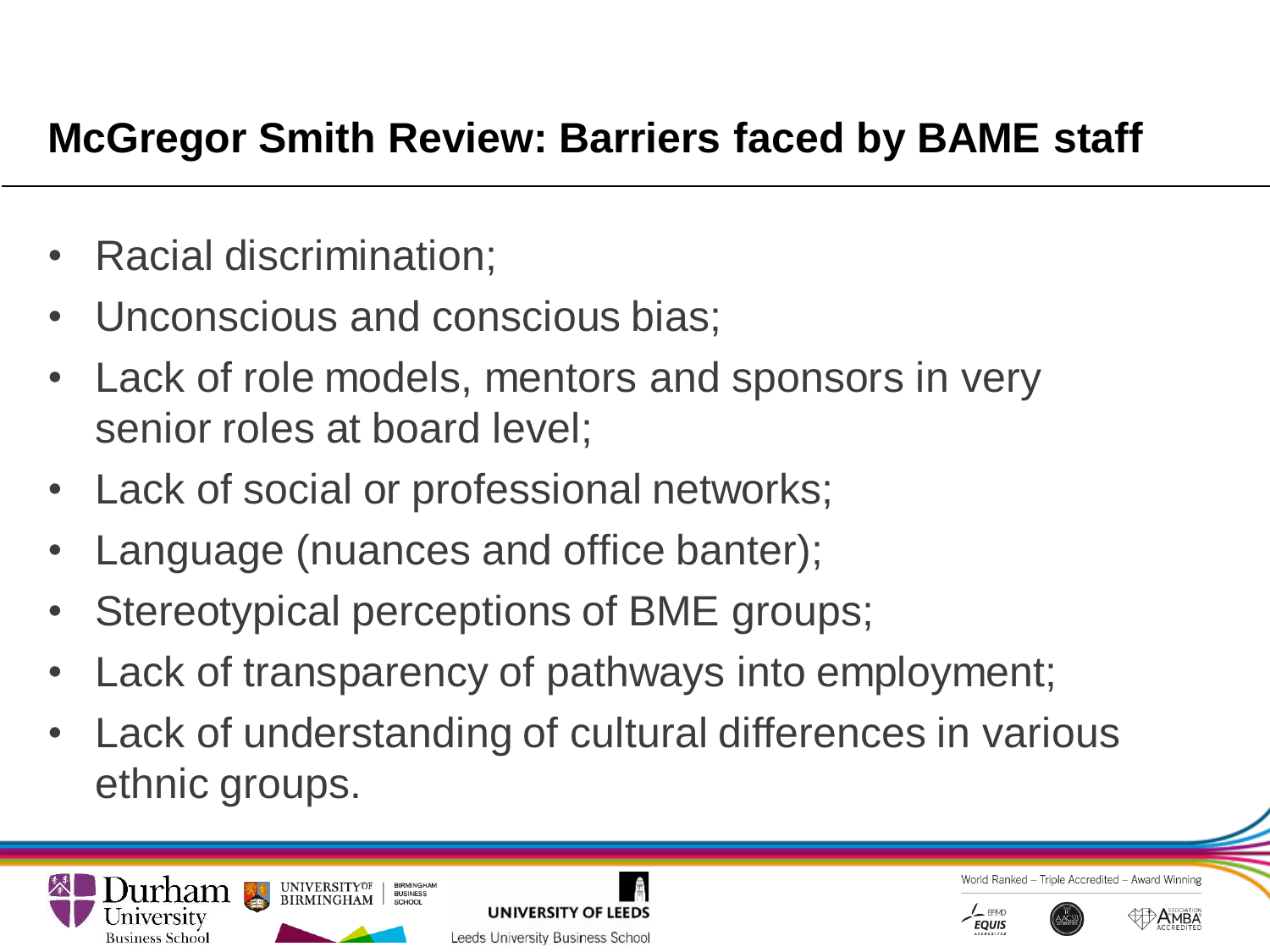## McGregor Smith Review: Barriers faced by BAME staff

- Racial discrimination;
- Unconscious and conscious bias;
- Lack of role models, mentors and sponsors in very senior roles at board level;
- Lack of social or professional networks;
- Language (nuances and office banter);
- Stereotypical perceptions of BME groups;
- Lack of transparency of pathways into employment;
- Lack of understanding of cultural differences in various ethnic groups.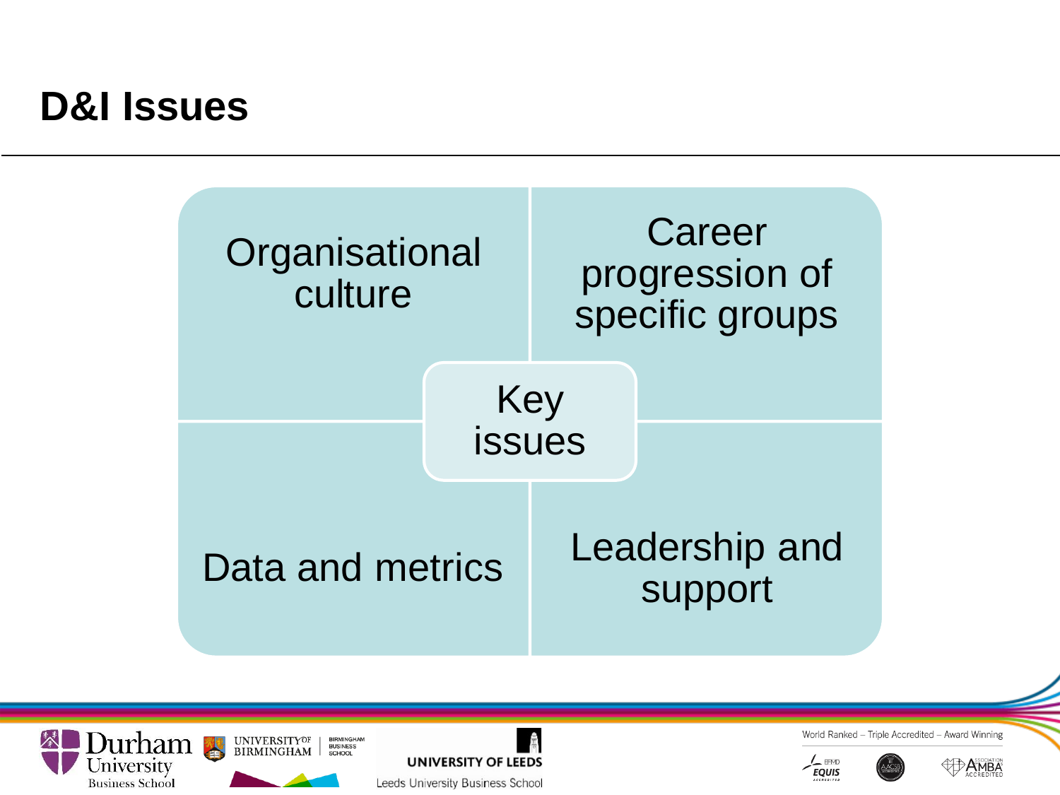# D&I Issues

**Key issues**

- Organisational culture
- Career progression of specific groups
- Data and metrics
- Leadership and support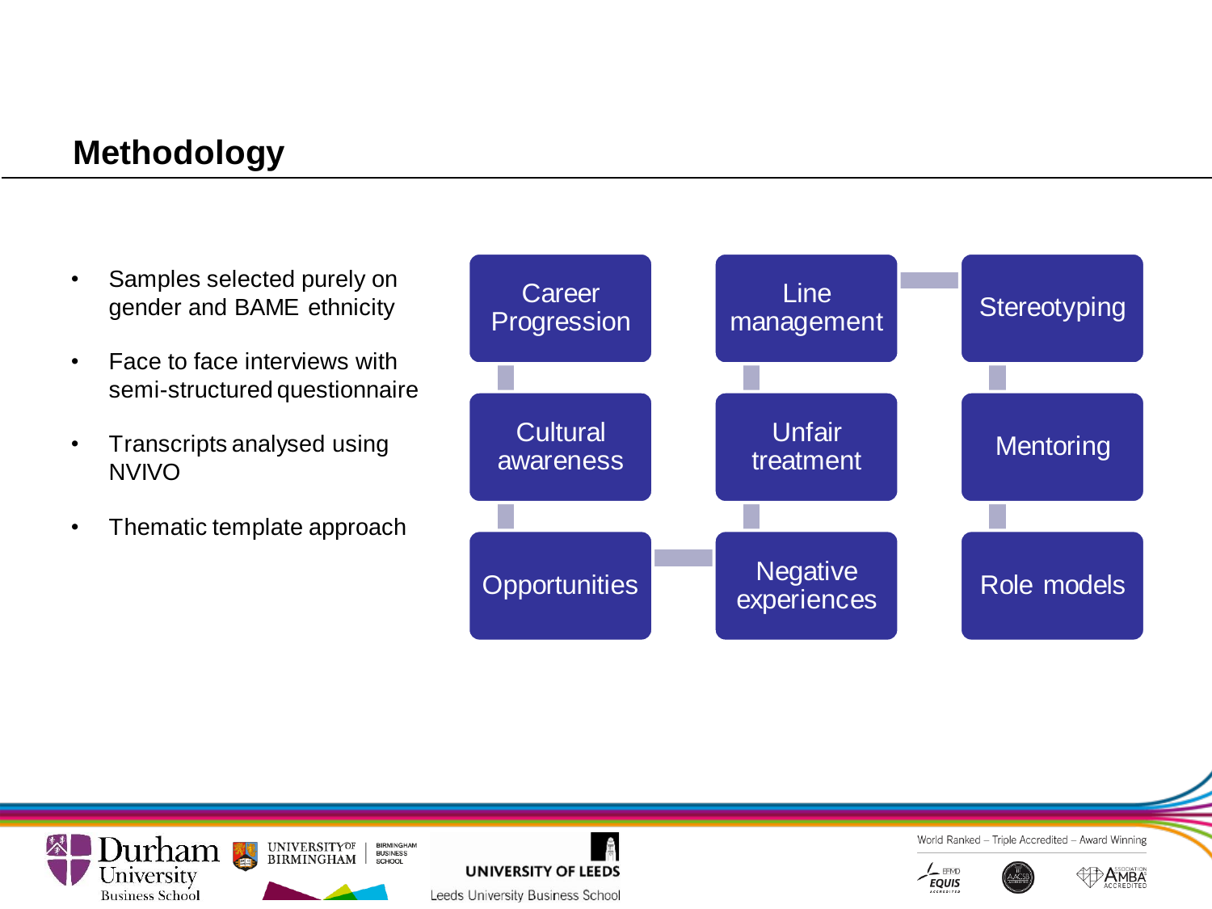# Methodology

- Samples selected purely on gender and BAME ethnicity
- Face to face interviews with semi-structured questionnaire
- Transcripts analysed using NVIVO
- Thematic template approach

Career Progression

Cultural awareness

Opportunities

Line management

Unfair treatment

Negative experiences

Stereotyping

Mentoring

Role models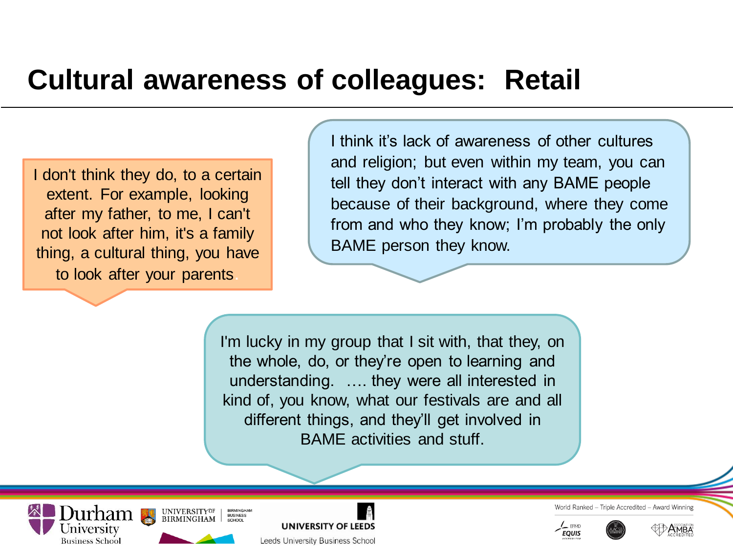# Cultural awareness of colleagues: Retail

I don't think they do, to a certain extent. For example, looking after my father, to me, I can't not look after him, it's a family thing, a cultural thing, you have to look after your parents.

I think it's lack of awareness of other cultures and religion; but even within my team, you can tell they don't interact with any BAME people because of their background, where they come from and who they know; I'm probably the only BAME person they know.

I'm lucky in my group that I sit with, that they, on the whole, do, or they're open to learning and understanding. …. they were all interested in kind of, you know, what our festivals are and all different things, and they'll get involved in BAME activities and stuff.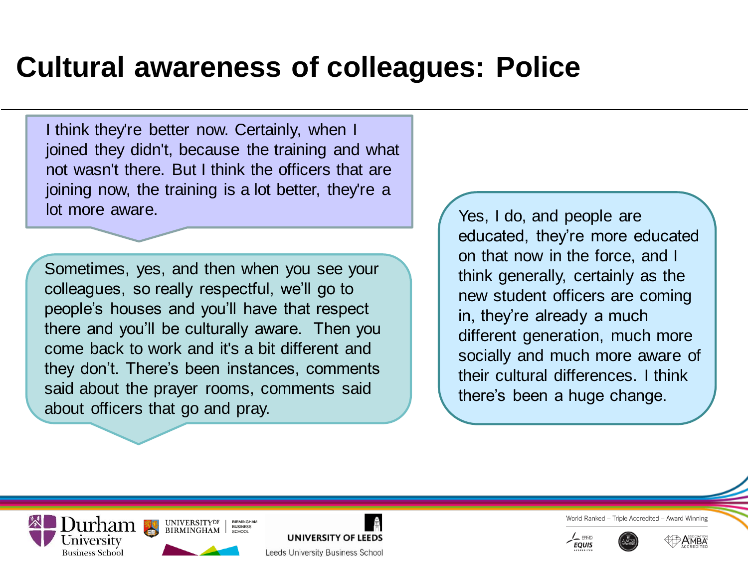# Cultural awareness of colleagues: Police

I think they're better now. Certainly, when I joined they didn't, because the training and what not wasn't there. But I think the officers that are joining now, the training is a lot better, they're a lot more aware.

Sometimes, yes, and then when you see your colleagues, so really respectful, we'll go to people's houses and you'll have that respect there and you'll be culturally aware. Then you come back to work and it's a bit different and they don't. There's been instances, comments said about the prayer rooms, comments said about officers that go and pray.

Yes, I do, and people are educated, they're more educated on that now in the force, and I think generally, certainly as the new student officers are coming in, they're already a much different generation, much more socially and much more aware of their cultural differences. I think there's been a huge change.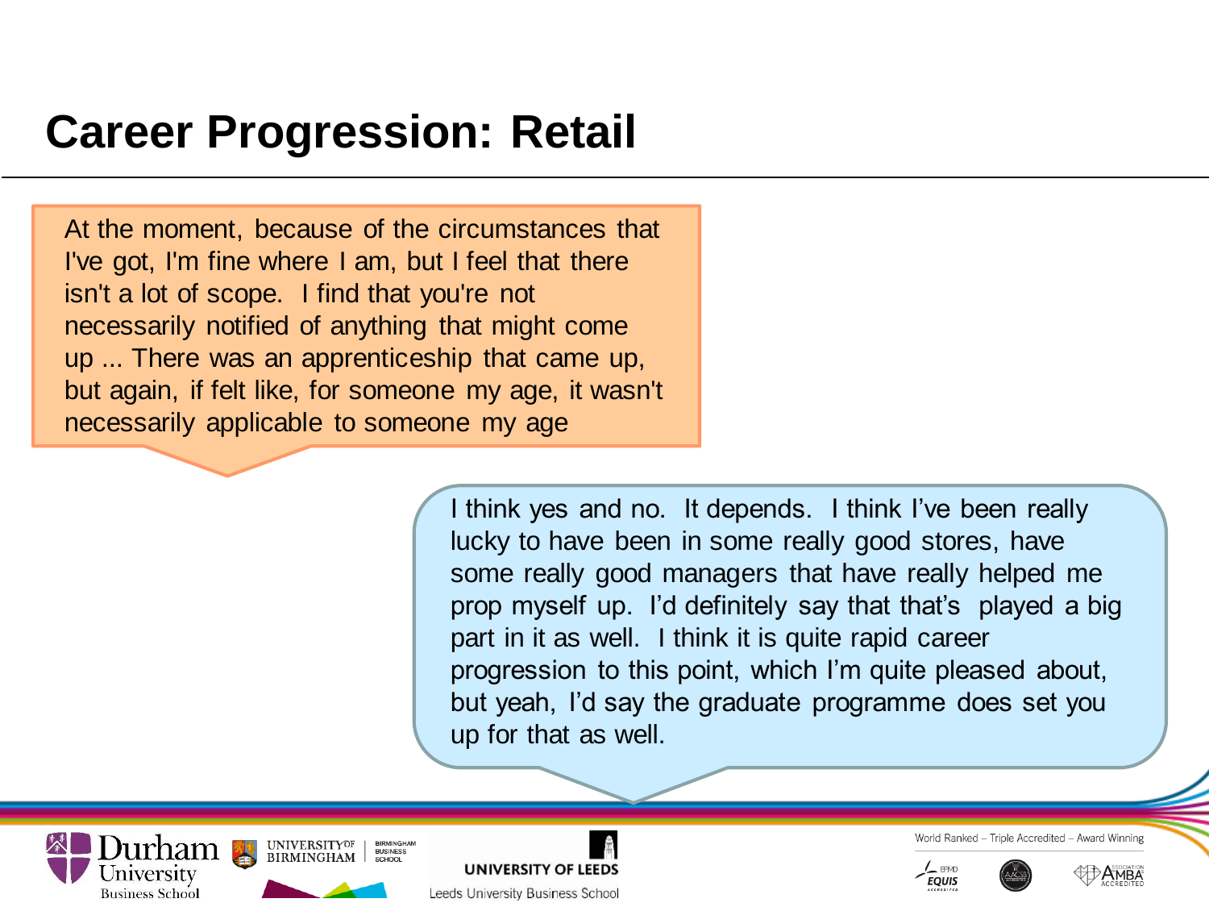# Career Progression: Retail

At the moment, because of the circumstances that I've got, I'm fine where I am, but I feel that there isn't a lot of scope. I find that you're not necessarily notified of anything that might come up ... There was an apprenticeship that came up, but again, if felt like, for someone my age, it wasn't necessarily applicable to someone my age

I think yes and no. It depends. I think I've been really lucky to have been in some really good stores, have some really good managers that have really helped me prop myself up. I'd definitely say that that's played a big part in it as well. I think it is quite rapid career progression to this point, which I'm quite pleased about, but yeah, I'd say the graduate programme does set you up for that as well.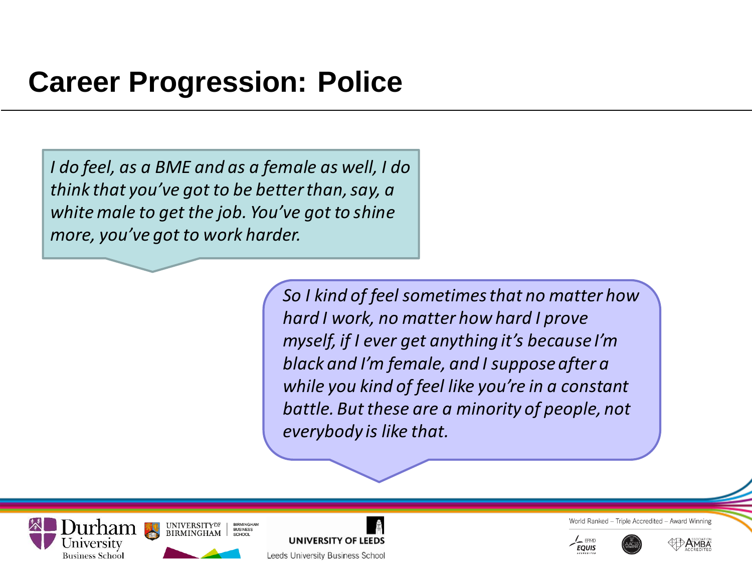# Career Progression: Police

*I do feel, as a BME and as a female as well, I do think that you've got to be better than, say, a white male to get the job. You've got to shine more, you've got to work harder.*

*So I kind of feel sometimes that no matter how hard I work, no matter how hard I prove myself, if I ever get anything it's because I'm black and I'm female, and I suppose after a while you kind of feel like you're in a constant battle. But these are a minority of people, not everybody is like that.*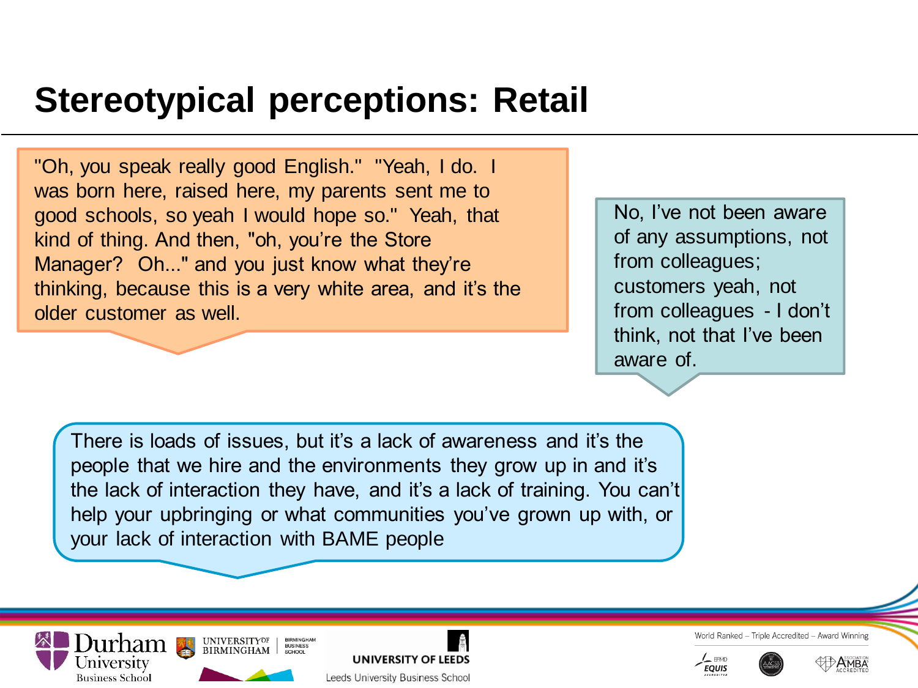# Stereotypical perceptions: Retail

"Oh, you speak really good English." "Yeah, I do. I was born here, raised here, my parents sent me to good schools, so yeah I would hope so." Yeah, that kind of thing. And then, "oh, you're the Store Manager? Oh..." and you just know what they're thinking, because this is a very white area, and it's the older customer as well.

No, I've not been aware of any assumptions, not from colleagues; customers yeah, not from colleagues - I don't think, not that I've been aware of.

There is loads of issues, but it's a lack of awareness and it's the people that we hire and the environments they grow up in and it's the lack of interaction they have, and it's a lack of training. You can't help your upbringing or what communities you've grown up with, or your lack of interaction with BAME people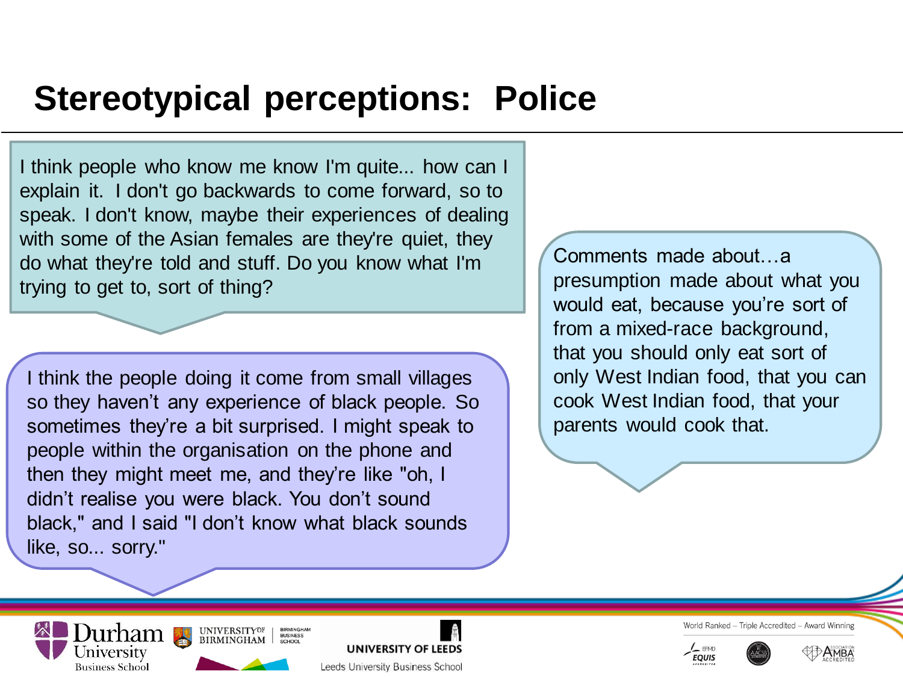# Stereotypical perceptions: Police

I think people who know me know I'm quite... how can I explain it. I don't go backwards to come forward, so to speak. I don't know, maybe their experiences of dealing with some of the Asian females are they're quiet, they do what they're told and stuff. Do you know what I'm trying to get to, sort of thing?

I think the people doing it come from small villages so they haven't any experience of black people. So sometimes they're a bit surprised. I might speak to people within the organisation on the phone and then they might meet me, and they're like "oh, I didn't realise you were black. You don't sound black," and I said "I don't know what black sounds like, so... sorry."

Comments made about…a presumption made about what you would eat, because you're sort of from a mixed-race background, that you should only eat sort of only West Indian food, that you can cook West Indian food, that your parents would cook that.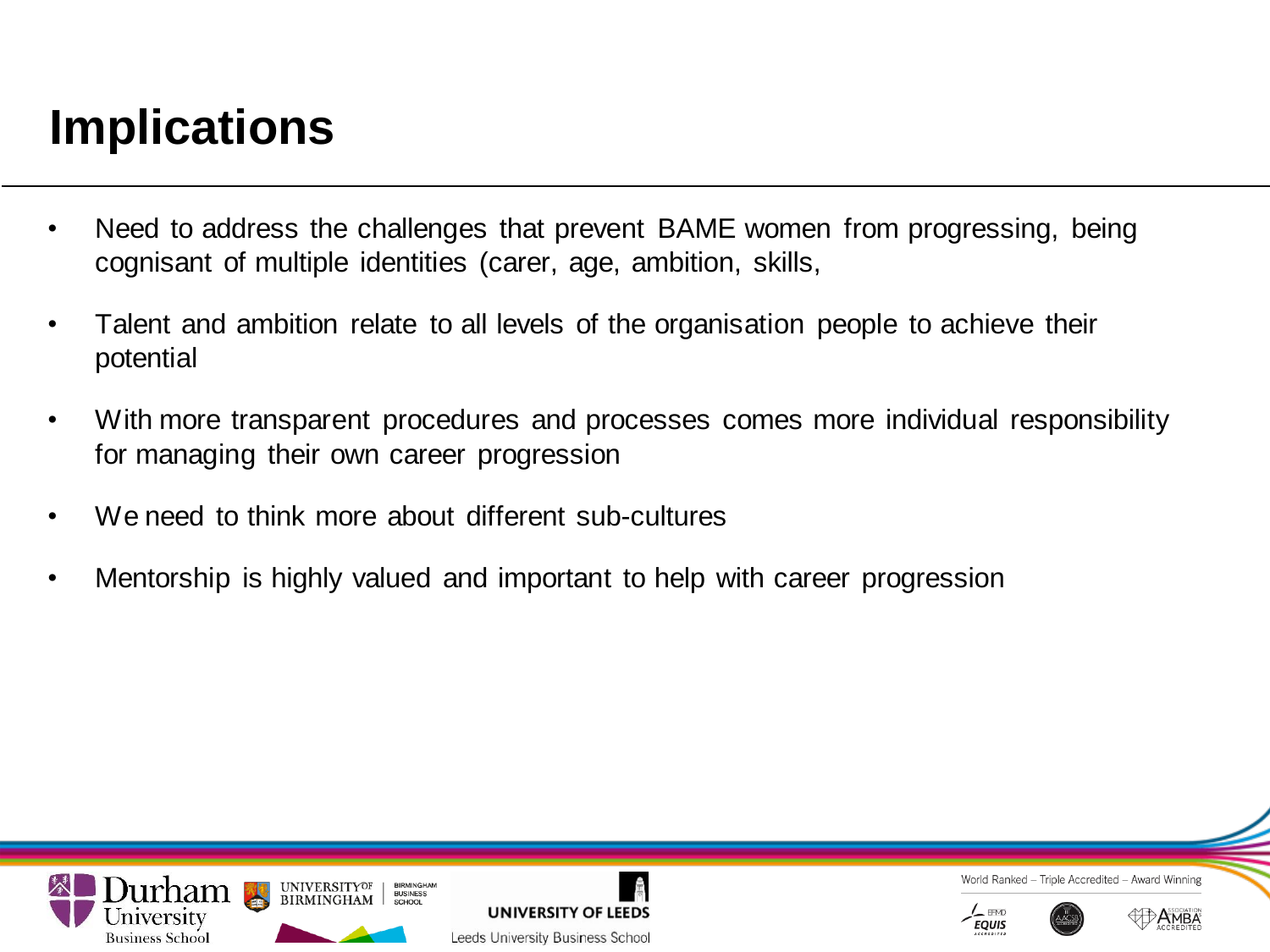# Implications

- Need to address the challenges that prevent BAME women from progressing, being cognisant of multiple identities (carer, age, ambition, skills,
- Talent and ambition relate to all levels of the organisation people to achieve their potential
- With more transparent procedures and processes comes more individual responsibility for managing their own career progression
- We need to think more about different sub-cultures
- Mentorship is highly valued and important to help with career progression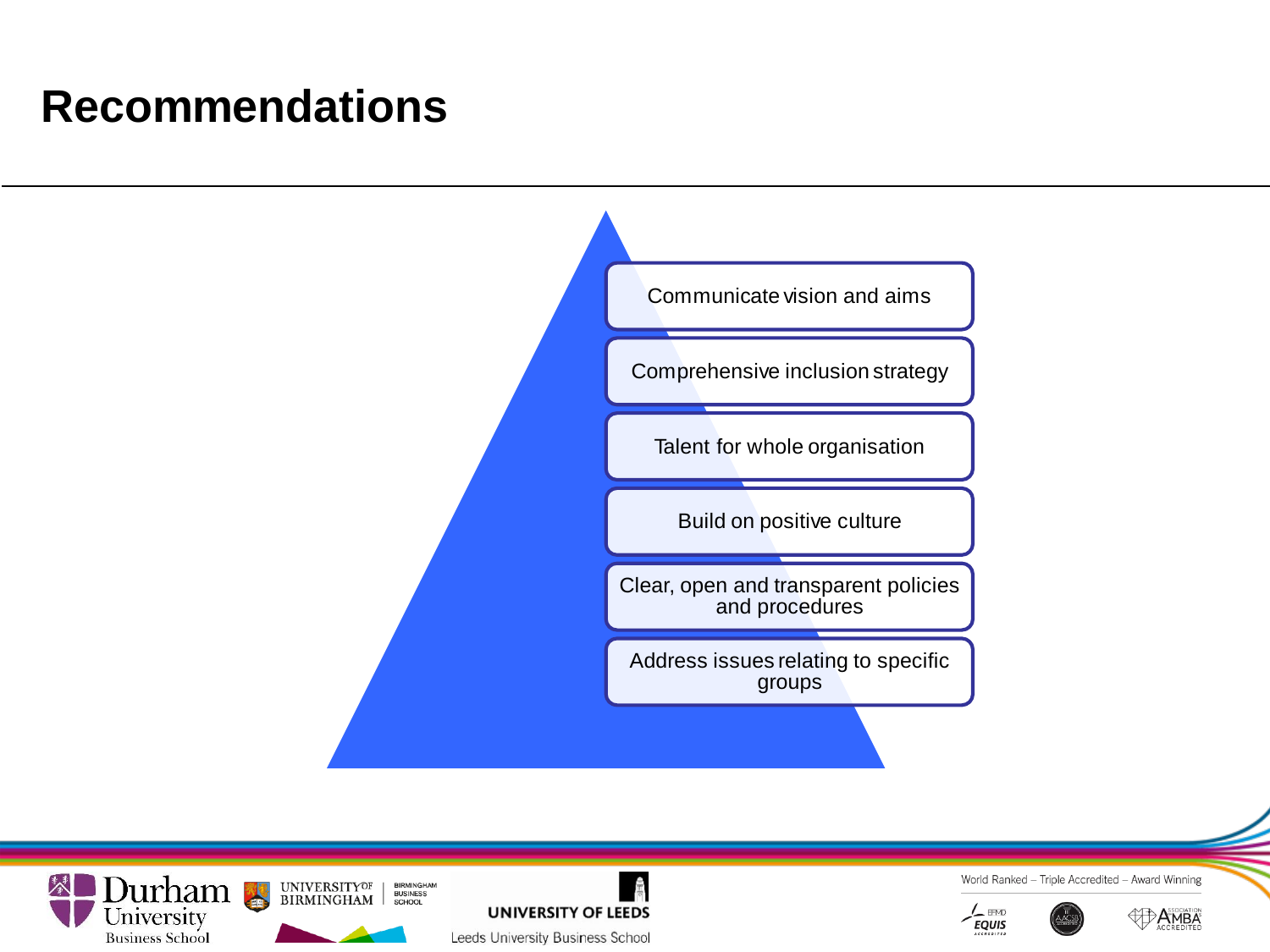# Recommendations

- Communicate vision and aims
- Comprehensive inclusion strategy
- Talent for whole organisation
- Build on positive culture
- Clear, open and transparent policies and procedures
- Address issues relating to specific groups